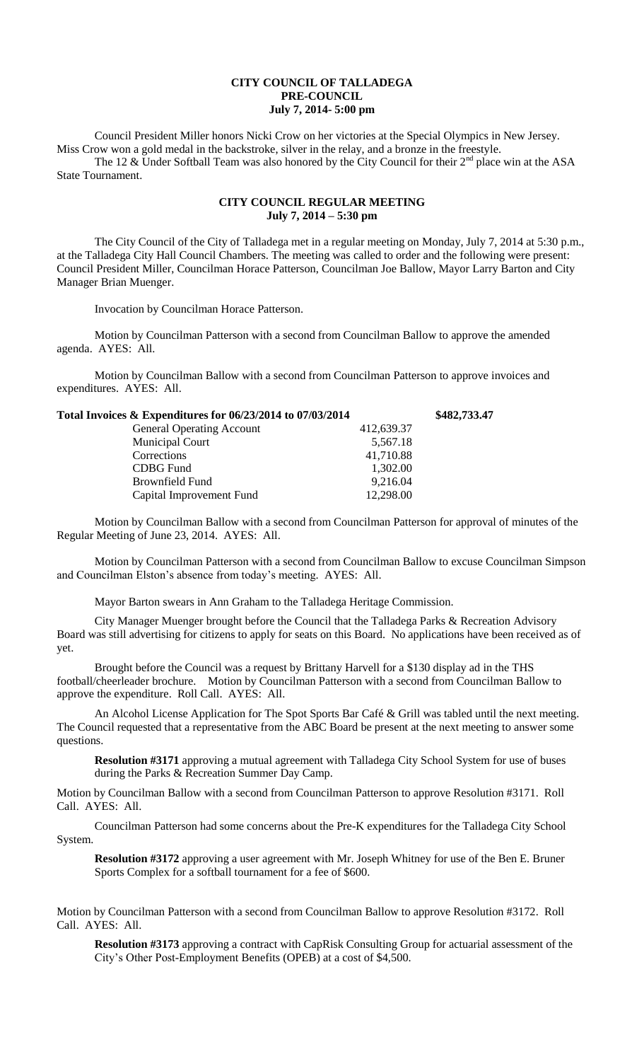# CITY COUNCIL OF TALLADEGA
## PRE-COUNCIL
### July 7, 2014- 5:00 pm

Council President Miller honors Nicki Crow on her victories at the Special Olympics in New Jersey. Miss Crow won a gold medal in the backstroke, silver in the relay, and a bronze in the freestyle.

The 12 & Under Softball Team was also honored by the City Council for their 2nd place win at the ASA State Tournament.

## CITY COUNCIL REGULAR MEETING
### July 7, 2014 – 5:30 pm

The City Council of the City of Talladega met in a regular meeting on Monday, July 7, 2014 at 5:30 p.m., at the Talladega City Hall Council Chambers. The meeting was called to order and the following were present: Council President Miller, Councilman Horace Patterson, Councilman Joe Ballow, Mayor Larry Barton and City Manager Brian Muenger.

Invocation by Councilman Horace Patterson.

Motion by Councilman Patterson with a second from Councilman Ballow to approve the amended agenda. AYES: All.

Motion by Councilman Ballow with a second from Councilman Patterson to approve invoices and expenditures. AYES: All.

| **Total Invoices & Expenditures for 06/23/2014 to 07/03/2014** | | **\$482,733.47** |
|---|---|---|
| General Operating Account | 412,639.37 | |
| Municipal Court | 5,567.18 | |
| Corrections | 41,710.88 | |
| CDBG Fund | 1,302.00 | |
| Brownfield Fund | 9,216.04 | |
| Capital Improvement Fund | 12,298.00 | |

Motion by Councilman Ballow with a second from Councilman Patterson for approval of minutes of the Regular Meeting of June 23, 2014. AYES: All.

Motion by Councilman Patterson with a second from Councilman Ballow to excuse Councilman Simpson and Councilman Elston's absence from today's meeting. AYES: All.

Mayor Barton swears in Ann Graham to the Talladega Heritage Commission.

City Manager Muenger brought before the Council that the Talladega Parks & Recreation Advisory Board was still advertising for citizens to apply for seats on this Board. No applications have been received as of yet.

Brought before the Council was a request by Brittany Harvell for a \$130 display ad in the THS football/cheerleader brochure. Motion by Councilman Patterson with a second from Councilman Ballow to approve the expenditure. Roll Call. AYES: All.

An Alcohol License Application for The Spot Sports Bar Café & Grill was tabled until the next meeting. The Council requested that a representative from the ABC Board be present at the next meeting to answer some questions.

**Resolution #3171** approving a mutual agreement with Talladega City School System for use of buses during the Parks & Recreation Summer Day Camp.

Motion by Councilman Ballow with a second from Councilman Patterson to approve Resolution #3171. Roll Call. AYES: All.

Councilman Patterson had some concerns about the Pre-K expenditures for the Talladega City School System.

**Resolution #3172** approving a user agreement with Mr. Joseph Whitney for use of the Ben E. Bruner Sports Complex for a softball tournament for a fee of \$600.

Motion by Councilman Patterson with a second from Councilman Ballow to approve Resolution #3172. Roll Call. AYES: All.

**Resolution #3173** approving a contract with CapRisk Consulting Group for actuarial assessment of the City's Other Post-Employment Benefits (OPEB) at a cost of \$4,500.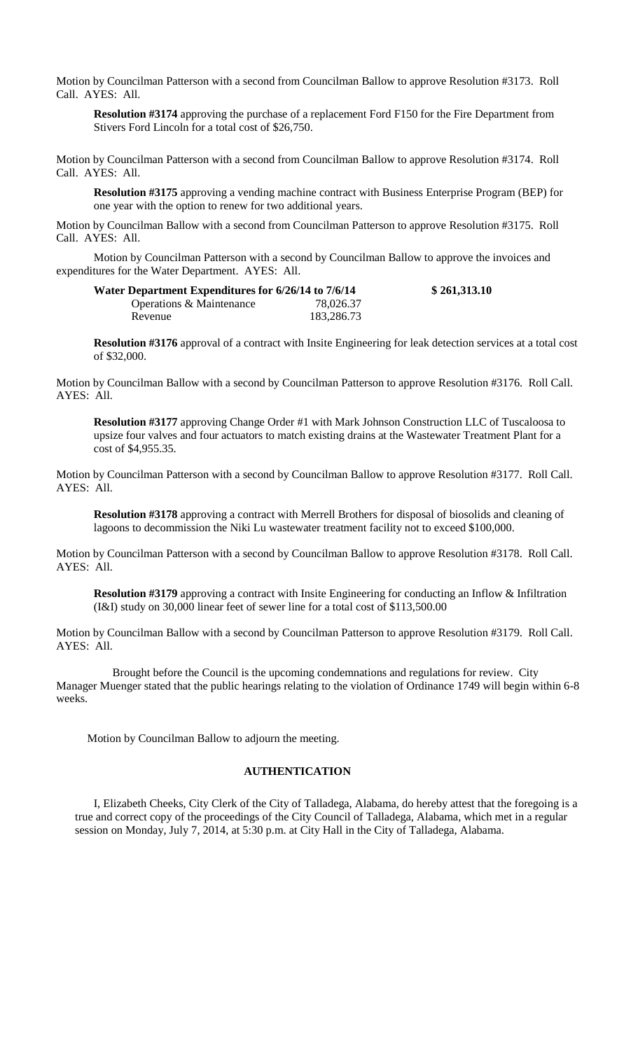Motion by Councilman Patterson with a second from Councilman Ballow to approve Resolution #3173. Roll Call. AYES: All.

**Resolution #3174** approving the purchase of a replacement Ford F150 for the Fire Department from Stivers Ford Lincoln for a total cost of $26,750.

Motion by Councilman Patterson with a second from Councilman Ballow to approve Resolution #3174. Roll Call. AYES: All.

**Resolution #3175** approving a vending machine contract with Business Enterprise Program (BEP) for one year with the option to renew for two additional years.

Motion by Councilman Ballow with a second from Councilman Patterson to approve Resolution #3175. Roll Call. AYES: All.

Motion by Councilman Patterson with a second by Councilman Ballow to approve the invoices and expenditures for the Water Department. AYES: All.

| | | |
|---|---|---|
| **Water Department Expenditures for 6/26/14 to 7/6/14** | | **$ 261,313.10** |
| Operations & Maintenance | 78,026.37 | |
| Revenue | 183,286.73 | |

**Resolution #3176** approval of a contract with Insite Engineering for leak detection services at a total cost of $32,000.

Motion by Councilman Ballow with a second by Councilman Patterson to approve Resolution #3176. Roll Call. AYES: All.

**Resolution #3177** approving Change Order #1 with Mark Johnson Construction LLC of Tuscaloosa to upsize four valves and four actuators to match existing drains at the Wastewater Treatment Plant for a cost of $4,955.35.

Motion by Councilman Patterson with a second by Councilman Ballow to approve Resolution #3177. Roll Call. AYES: All.

**Resolution #3178** approving a contract with Merrell Brothers for disposal of biosolids and cleaning of lagoons to decommission the Niki Lu wastewater treatment facility not to exceed $100,000.

Motion by Councilman Patterson with a second by Councilman Ballow to approve Resolution #3178. Roll Call. AYES: All.

**Resolution #3179** approving a contract with Insite Engineering for conducting an Inflow & Infiltration (I&I) study on 30,000 linear feet of sewer line for a total cost of $113,500.00

Motion by Councilman Ballow with a second by Councilman Patterson to approve Resolution #3179. Roll Call. AYES: All.

Brought before the Council is the upcoming condemnations and regulations for review. City Manager Muenger stated that the public hearings relating to the violation of Ordinance 1749 will begin within 6-8 weeks.

Motion by Councilman Ballow to adjourn the meeting.

**AUTHENTICATION**

I, Elizabeth Cheeks, City Clerk of the City of Talladega, Alabama, do hereby attest that the foregoing is a true and correct copy of the proceedings of the City Council of Talladega, Alabama, which met in a regular session on Monday, July 7, 2014, at 5:30 p.m. at City Hall in the City of Talladega, Alabama.